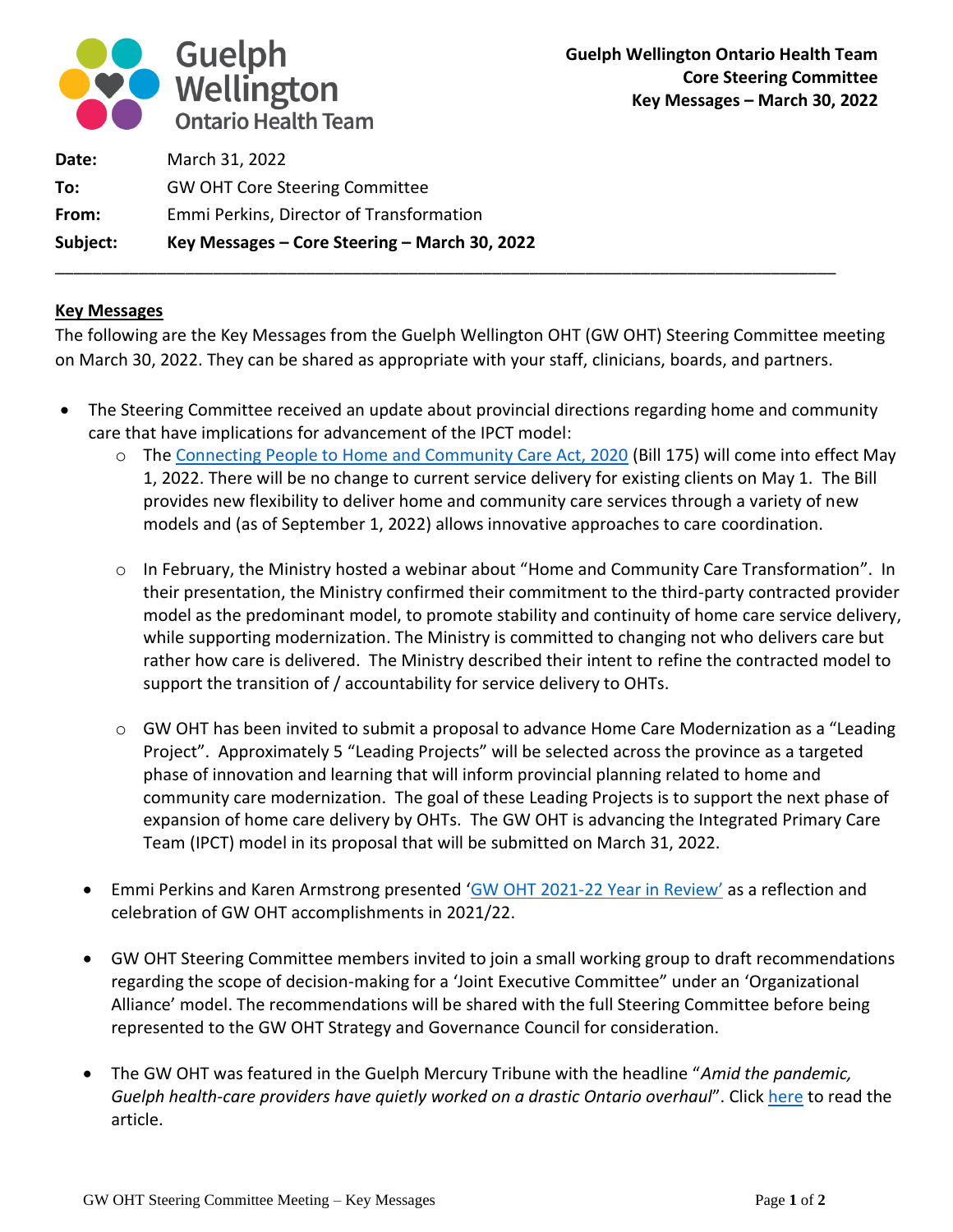Guelph Wellington Ontario Health Team

**Guelph Wellington Ontario Health Team**
**Core Steering Committee**
**Key Messages – March 30, 2022**

| | |
|---|---|
| **Date:** | March 31, 2022 |
| **To:** | GW OHT Core Steering Committee |
| **From:** | Emmi Perkins, Director of Transformation |
| **Subject:** | **Key Messages – Core Steering – March 30, 2022** |

---

## Key Messages

The following are the Key Messages from the Guelph Wellington OHT (GW OHT) Steering Committee meeting on March 30, 2022. They can be shared as appropriate with your staff, clinicians, boards, and partners.

- The Steering Committee received an update about provincial directions regarding home and community care that have implications for advancement of the IPCT model:
  - The Connecting People to Home and Community Care Act, 2020 (Bill 175) will come into effect May 1, 2022. There will be no change to current service delivery for existing clients on May 1. The Bill provides new flexibility to deliver home and community care services through a variety of new models and (as of September 1, 2022) allows innovative approaches to care coordination.
  - In February, the Ministry hosted a webinar about "Home and Community Care Transformation". In their presentation, the Ministry confirmed their commitment to the third-party contracted provider model as the predominant model, to promote stability and continuity of home care service delivery, while supporting modernization. The Ministry is committed to changing not who delivers care but rather how care is delivered. The Ministry described their intent to refine the contracted model to support the transition of / accountability for service delivery to OHTs.
  - GW OHT has been invited to submit a proposal to advance Home Care Modernization as a "Leading Project". Approximately 5 "Leading Projects" will be selected across the province as a targeted phase of innovation and learning that will inform provincial planning related to home and community care modernization. The goal of these Leading Projects is to support the next phase of expansion of home care delivery by OHTs. The GW OHT is advancing the Integrated Primary Care Team (IPCT) model in its proposal that will be submitted on March 31, 2022.
- Emmi Perkins and Karen Armstrong presented 'GW OHT 2021-22 Year in Review' as a reflection and celebration of GW OHT accomplishments in 2021/22.
- GW OHT Steering Committee members invited to join a small working group to draft recommendations regarding the scope of decision-making for a 'Joint Executive Committee" under an 'Organizational Alliance' model. The recommendations will be shared with the full Steering Committee before being represented to the GW OHT Strategy and Governance Council for consideration.
- The GW OHT was featured in the Guelph Mercury Tribune with the headline "*Amid the pandemic, Guelph health-care providers have quietly worked on a drastic Ontario overhaul*". Click here to read the article.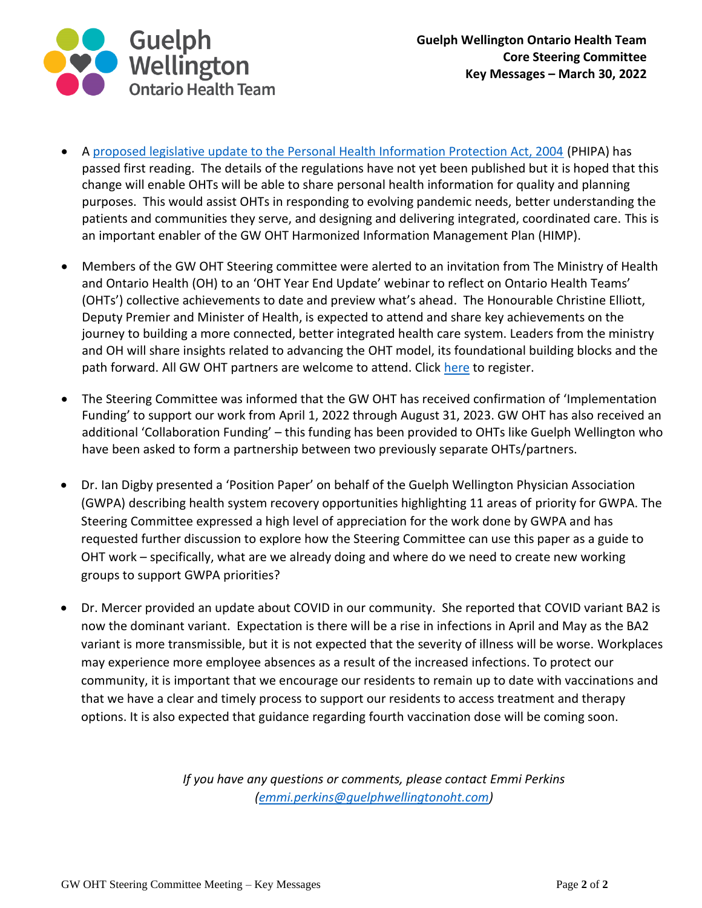**Guelph Wellington Ontario Health Team**
**Core Steering Committee**
**Key Messages – March 30, 2022**

- A proposed legislative update to the Personal Health Information Protection Act, 2004 (PHIPA) has passed first reading. The details of the regulations have not yet been published but it is hoped that this change will enable OHTs will be able to share personal health information for quality and planning purposes. This would assist OHTs in responding to evolving pandemic needs, better understanding the patients and communities they serve, and designing and delivering integrated, coordinated care. This is an important enabler of the GW OHT Harmonized Information Management Plan (HIMP).

- Members of the GW OHT Steering committee were alerted to an invitation from The Ministry of Health and Ontario Health (OH) to an 'OHT Year End Update' webinar to reflect on Ontario Health Teams' (OHTs') collective achievements to date and preview what's ahead. The Honourable Christine Elliott, Deputy Premier and Minister of Health, is expected to attend and share key achievements on the journey to building a more connected, better integrated health care system. Leaders from the ministry and OH will share insights related to advancing the OHT model, its foundational building blocks and the path forward. All GW OHT partners are welcome to attend. Click here to register.

- The Steering Committee was informed that the GW OHT has received confirmation of 'Implementation Funding' to support our work from April 1, 2022 through August 31, 2023. GW OHT has also received an additional 'Collaboration Funding' – this funding has been provided to OHTs like Guelph Wellington who have been asked to form a partnership between two previously separate OHTs/partners.

- Dr. Ian Digby presented a 'Position Paper' on behalf of the Guelph Wellington Physician Association (GWPA) describing health system recovery opportunities highlighting 11 areas of priority for GWPA. The Steering Committee expressed a high level of appreciation for the work done by GWPA and has requested further discussion to explore how the Steering Committee can use this paper as a guide to OHT work – specifically, what are we already doing and where do we need to create new working groups to support GWPA priorities?

- Dr. Mercer provided an update about COVID in our community. She reported that COVID variant BA2 is now the dominant variant. Expectation is there will be a rise in infections in April and May as the BA2 variant is more transmissible, but it is not expected that the severity of illness will be worse. Workplaces may experience more employee absences as a result of the increased infections. To protect our community, it is important that we encourage our residents to remain up to date with vaccinations and that we have a clear and timely process to support our residents to access treatment and therapy options. It is also expected that guidance regarding fourth vaccination dose will be coming soon.

*If you have any questions or comments, please contact Emmi Perkins (emmi.perkins@guelphwellingtonoht.com)*